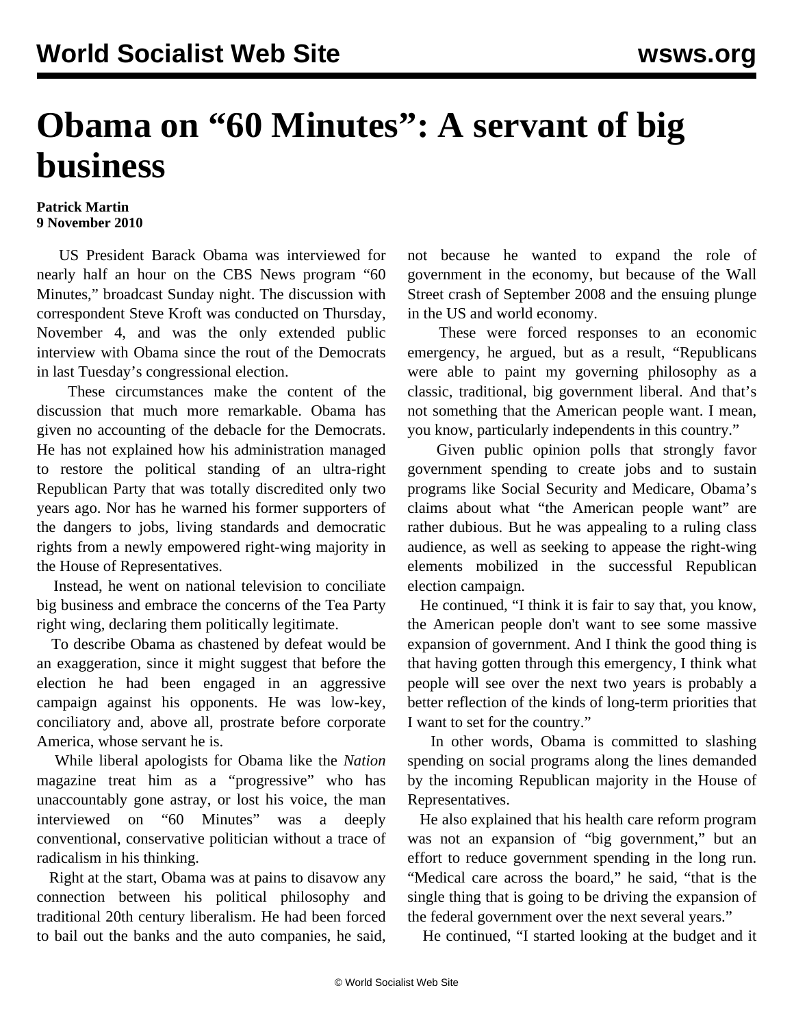# Obama on "60 Minutes": A servant of big business

**Patrick Martin**
**9 November 2010**

US President Barack Obama was interviewed for nearly half an hour on the CBS News program "60 Minutes," broadcast Sunday night. The discussion with correspondent Steve Kroft was conducted on Thursday, November 4, and was the only extended public interview with Obama since the rout of the Democrats in last Tuesday's congressional election.

These circumstances make the content of the discussion that much more remarkable. Obama has given no accounting of the debacle for the Democrats. He has not explained how his administration managed to restore the political standing of an ultra-right Republican Party that was totally discredited only two years ago. Nor has he warned his former supporters of the dangers to jobs, living standards and democratic rights from a newly empowered right-wing majority in the House of Representatives.

Instead, he went on national television to conciliate big business and embrace the concerns of the Tea Party right wing, declaring them politically legitimate.

To describe Obama as chastened by defeat would be an exaggeration, since it might suggest that before the election he had been engaged in an aggressive campaign against his opponents. He was low-key, conciliatory and, above all, prostrate before corporate America, whose servant he is.

While liberal apologists for Obama like the *Nation* magazine treat him as a "progressive" who has unaccountably gone astray, or lost his voice, the man interviewed on "60 Minutes" was a deeply conventional, conservative politician without a trace of radicalism in his thinking.

Right at the start, Obama was at pains to disavow any connection between his political philosophy and traditional 20th century liberalism. He had been forced to bail out the banks and the auto companies, he said, not because he wanted to expand the role of government in the economy, but because of the Wall Street crash of September 2008 and the ensuing plunge in the US and world economy.

These were forced responses to an economic emergency, he argued, but as a result, "Republicans were able to paint my governing philosophy as a classic, traditional, big government liberal. And that's not something that the American people want. I mean, you know, particularly independents in this country."

Given public opinion polls that strongly favor government spending to create jobs and to sustain programs like Social Security and Medicare, Obama's claims about what "the American people want" are rather dubious. But he was appealing to a ruling class audience, as well as seeking to appease the right-wing elements mobilized in the successful Republican election campaign.

He continued, "I think it is fair to say that, you know, the American people don't want to see some massive expansion of government. And I think the good thing is that having gotten through this emergency, I think what people will see over the next two years is probably a better reflection of the kinds of long-term priorities that I want to set for the country."

In other words, Obama is committed to slashing spending on social programs along the lines demanded by the incoming Republican majority in the House of Representatives.

He also explained that his health care reform program was not an expansion of "big government," but an effort to reduce government spending in the long run. "Medical care across the board," he said, "that is the single thing that is going to be driving the expansion of the federal government over the next several years."

He continued, "I started looking at the budget and it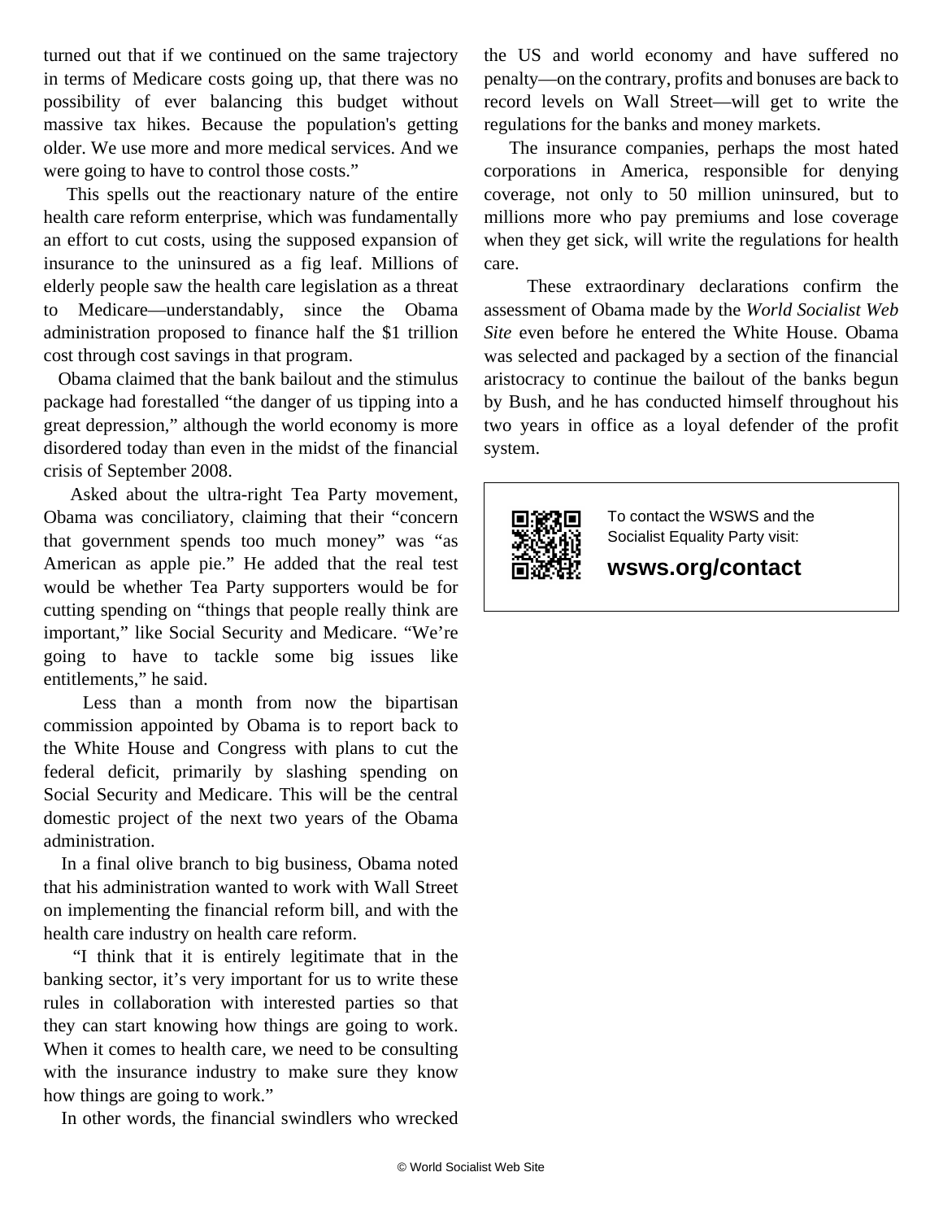turned out that if we continued on the same trajectory in terms of Medicare costs going up, that there was no possibility of ever balancing this budget without massive tax hikes. Because the population's getting older. We use more and more medical services. And we were going to have to control those costs."

This spells out the reactionary nature of the entire health care reform enterprise, which was fundamentally an effort to cut costs, using the supposed expansion of insurance to the uninsured as a fig leaf. Millions of elderly people saw the health care legislation as a threat to Medicare—understandably, since the Obama administration proposed to finance half the $1 trillion cost through cost savings in that program.

Obama claimed that the bank bailout and the stimulus package had forestalled "the danger of us tipping into a great depression," although the world economy is more disordered today than even in the midst of the financial crisis of September 2008.

Asked about the ultra-right Tea Party movement, Obama was conciliatory, claiming that their "concern that government spends too much money" was "as American as apple pie." He added that the real test would be whether Tea Party supporters would be for cutting spending on "things that people really think are important," like Social Security and Medicare. "We're going to have to tackle some big issues like entitlements," he said.

Less than a month from now the bipartisan commission appointed by Obama is to report back to the White House and Congress with plans to cut the federal deficit, primarily by slashing spending on Social Security and Medicare. This will be the central domestic project of the next two years of the Obama administration.

In a final olive branch to big business, Obama noted that his administration wanted to work with Wall Street on implementing the financial reform bill, and with the health care industry on health care reform.

"I think that it is entirely legitimate that in the banking sector, it's very important for us to write these rules in collaboration with interested parties so that they can start knowing how things are going to work. When it comes to health care, we need to be consulting with the insurance industry to make sure they know how things are going to work."

In other words, the financial swindlers who wrecked the US and world economy and have suffered no penalty—on the contrary, profits and bonuses are back to record levels on Wall Street—will get to write the regulations for the banks and money markets.

The insurance companies, perhaps the most hated corporations in America, responsible for denying coverage, not only to 50 million uninsured, but to millions more who pay premiums and lose coverage when they get sick, will write the regulations for health care.

These extraordinary declarations confirm the assessment of Obama made by the *World Socialist Web Site* even before he entered the White House. Obama was selected and packaged by a section of the financial aristocracy to continue the bailout of the banks begun by Bush, and he has conducted himself throughout his two years in office as a loyal defender of the profit system.

To contact the WSWS and the Socialist Equality Party visit:

**wsws.org/contact**